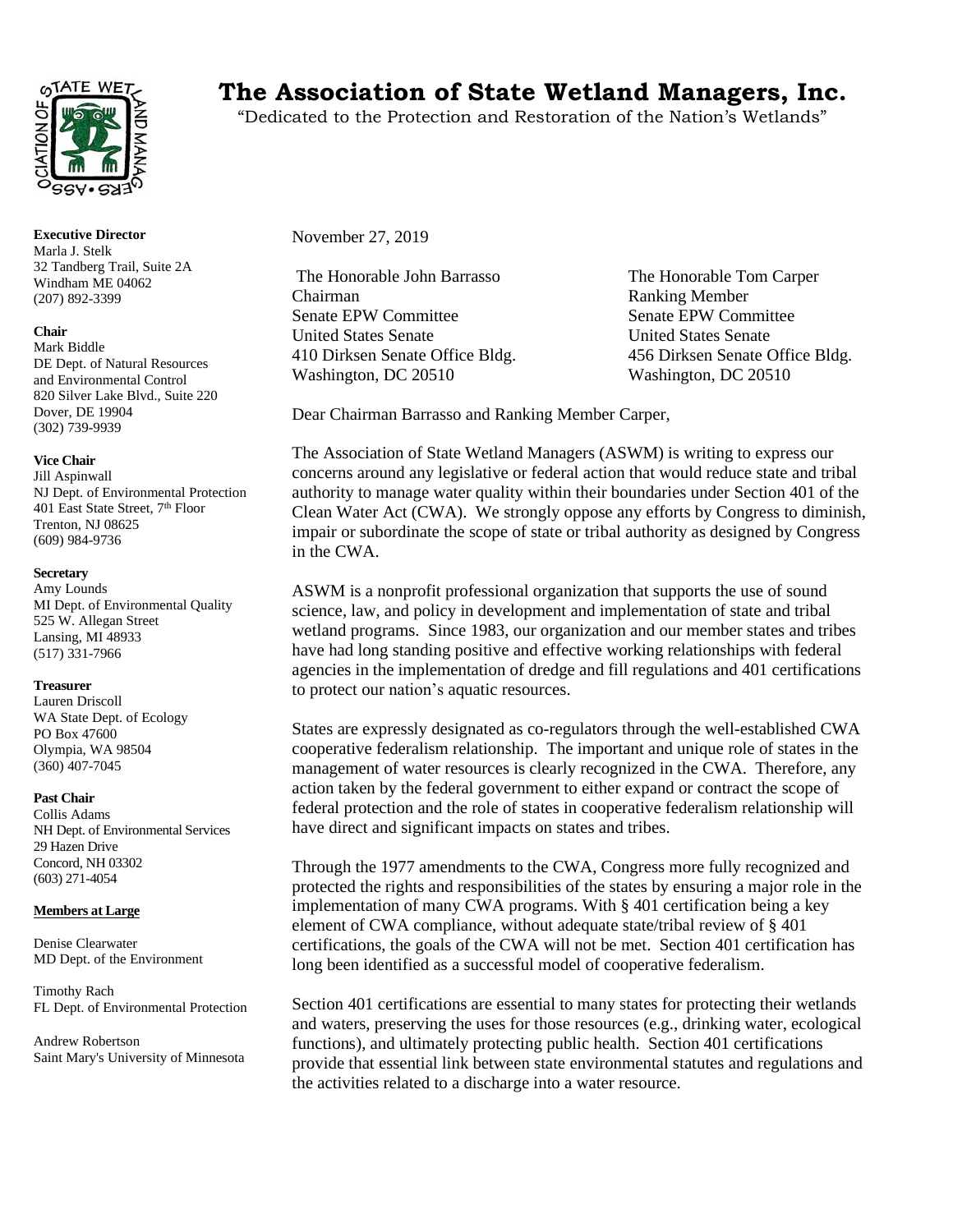# The Association of State Wetland Managers, Inc.

"Dedicated to the Protection and Restoration of the Nation's Wetlands"

**Executive Director**
Marla J. Stelk
32 Tandberg Trail, Suite 2A
Windham ME 04062
(207) 892-3399

**Chair**
Mark Biddle
DE Dept. of Natural Resources and Environmental Control
820 Silver Lake Blvd., Suite 220
Dover, DE 19904
(302) 739-9939

**Vice Chair**
Jill Aspinwall
NJ Dept. of Environmental Protection
401 East State Street, 7th Floor
Trenton, NJ 08625
(609) 984-9736

**Secretary**
Amy Lounds
MI Dept. of Environmental Quality
525 W. Allegan Street
Lansing, MI 48933
(517) 331-7966

**Treasurer**
Lauren Driscoll
WA State Dept. of Ecology
PO Box 47600
Olympia, WA 98504
(360) 407-7045

**Past Chair**
Collis Adams
NH Dept. of Environmental Services
29 Hazen Drive
Concord, NH 03302
(603) 271-4054

**Members at Large**

Denise Clearwater
MD Dept. of the Environment

Timothy Rach
FL Dept. of Environmental Protection

Andrew Robertson
Saint Mary's University of Minnesota

---

November 27, 2019

The Honorable John Barrasso
Chairman
Senate EPW Committee
United States Senate
410 Dirksen Senate Office Bldg.
Washington, DC 20510

The Honorable Tom Carper
Ranking Member
Senate EPW Committee
United States Senate
456 Dirksen Senate Office Bldg.
Washington, DC 20510

Dear Chairman Barrasso and Ranking Member Carper,

The Association of State Wetland Managers (ASWM) is writing to express our concerns around any legislative or federal action that would reduce state and tribal authority to manage water quality within their boundaries under Section 401 of the Clean Water Act (CWA). We strongly oppose any efforts by Congress to diminish, impair or subordinate the scope of state or tribal authority as designed by Congress in the CWA.

ASWM is a nonprofit professional organization that supports the use of sound science, law, and policy in development and implementation of state and tribal wetland programs. Since 1983, our organization and our member states and tribes have had long standing positive and effective working relationships with federal agencies in the implementation of dredge and fill regulations and 401 certifications to protect our nation's aquatic resources.

States are expressly designated as co-regulators through the well-established CWA cooperative federalism relationship. The important and unique role of states in the management of water resources is clearly recognized in the CWA. Therefore, any action taken by the federal government to either expand or contract the scope of federal protection and the role of states in cooperative federalism relationship will have direct and significant impacts on states and tribes.

Through the 1977 amendments to the CWA, Congress more fully recognized and protected the rights and responsibilities of the states by ensuring a major role in the implementation of many CWA programs. With § 401 certification being a key element of CWA compliance, without adequate state/tribal review of § 401 certifications, the goals of the CWA will not be met. Section 401 certification has long been identified as a successful model of cooperative federalism.

Section 401 certifications are essential to many states for protecting their wetlands and waters, preserving the uses for those resources (e.g., drinking water, ecological functions), and ultimately protecting public health. Section 401 certifications provide that essential link between state environmental statutes and regulations and the activities related to a discharge into a water resource.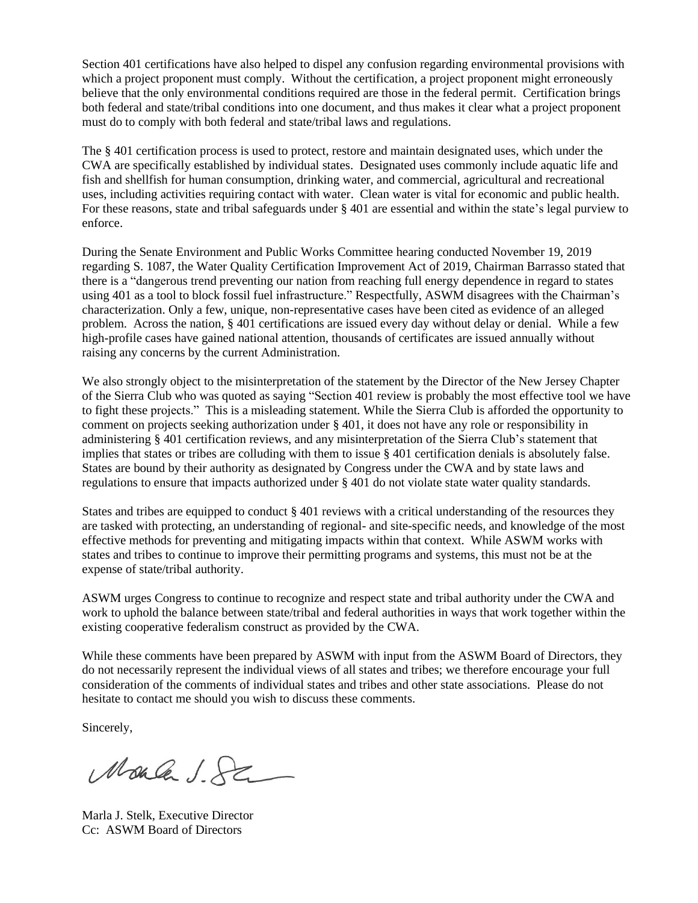Section 401 certifications have also helped to dispel any confusion regarding environmental provisions with which a project proponent must comply. Without the certification, a project proponent might erroneously believe that the only environmental conditions required are those in the federal permit. Certification brings both federal and state/tribal conditions into one document, and thus makes it clear what a project proponent must do to comply with both federal and state/tribal laws and regulations.

The § 401 certification process is used to protect, restore and maintain designated uses, which under the CWA are specifically established by individual states. Designated uses commonly include aquatic life and fish and shellfish for human consumption, drinking water, and commercial, agricultural and recreational uses, including activities requiring contact with water. Clean water is vital for economic and public health. For these reasons, state and tribal safeguards under § 401 are essential and within the state's legal purview to enforce.

During the Senate Environment and Public Works Committee hearing conducted November 19, 2019 regarding S. 1087, the Water Quality Certification Improvement Act of 2019, Chairman Barrasso stated that there is a "dangerous trend preventing our nation from reaching full energy dependence in regard to states using 401 as a tool to block fossil fuel infrastructure." Respectfully, ASWM disagrees with the Chairman's characterization. Only a few, unique, non-representative cases have been cited as evidence of an alleged problem. Across the nation, § 401 certifications are issued every day without delay or denial. While a few high-profile cases have gained national attention, thousands of certificates are issued annually without raising any concerns by the current Administration.

We also strongly object to the misinterpretation of the statement by the Director of the New Jersey Chapter of the Sierra Club who was quoted as saying "Section 401 review is probably the most effective tool we have to fight these projects." This is a misleading statement. While the Sierra Club is afforded the opportunity to comment on projects seeking authorization under § 401, it does not have any role or responsibility in administering § 401 certification reviews, and any misinterpretation of the Sierra Club's statement that implies that states or tribes are colluding with them to issue § 401 certification denials is absolutely false. States are bound by their authority as designated by Congress under the CWA and by state laws and regulations to ensure that impacts authorized under § 401 do not violate state water quality standards.

States and tribes are equipped to conduct § 401 reviews with a critical understanding of the resources they are tasked with protecting, an understanding of regional- and site-specific needs, and knowledge of the most effective methods for preventing and mitigating impacts within that context. While ASWM works with states and tribes to continue to improve their permitting programs and systems, this must not be at the expense of state/tribal authority.

ASWM urges Congress to continue to recognize and respect state and tribal authority under the CWA and work to uphold the balance between state/tribal and federal authorities in ways that work together within the existing cooperative federalism construct as provided by the CWA.

While these comments have been prepared by ASWM with input from the ASWM Board of Directors, they do not necessarily represent the individual views of all states and tribes; we therefore encourage your full consideration of the comments of individual states and tribes and other state associations. Please do not hesitate to contact me should you wish to discuss these comments.

Sincerely,

Marla J. Stelk, Executive Director
Cc: ASWM Board of Directors